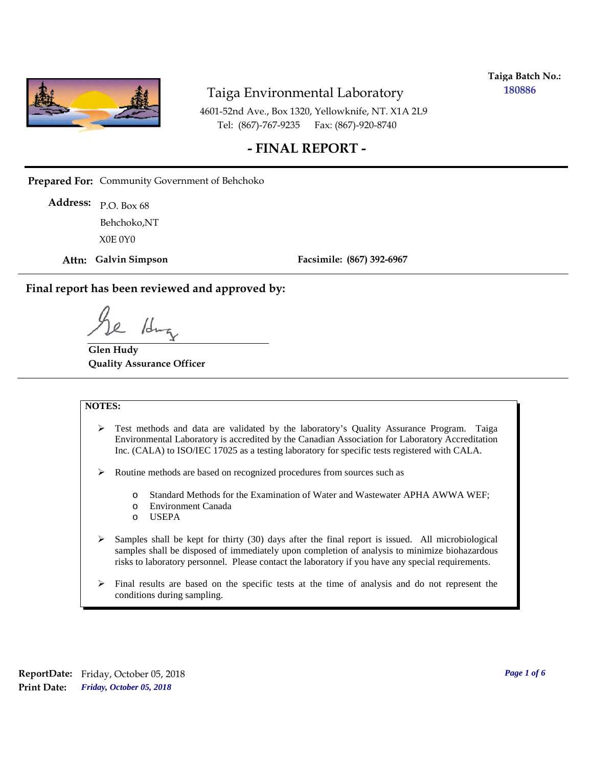**Taiga Batch No.:** 180886

# Taiga Environmental Laboratory

4601-52nd Ave., Box 1320, Yellowknife, NT. X1A 2L9
Tel: (867)-767-9235  Fax: (867)-920-8740

## - FINAL REPORT -

**Prepared For:** Community Government of Behchoko

**Address:** P.O. Box 68
Behchoko,NT
X0E 0Y0

**Attn:** **Galvin Simpson**  **Facsimile: (867) 392-6967**

### Final report has been reviewed and approved by:

**Glen Hudy**
**Quality Assurance Officer**

**NOTES:**

- Test methods and data are validated by the laboratory's Quality Assurance Program. Taiga Environmental Laboratory is accredited by the Canadian Association for Laboratory Accreditation Inc. (CALA) to ISO/IEC 17025 as a testing laboratory for specific tests registered with CALA.
- Routine methods are based on recognized procedures from sources such as
  - Standard Methods for the Examination of Water and Wastewater APHA AWWA WEF;
  - Environment Canada
  - USEPA
- Samples shall be kept for thirty (30) days after the final report is issued. All microbiological samples shall be disposed of immediately upon completion of analysis to minimize biohazardous risks to laboratory personnel. Please contact the laboratory if you have any special requirements.
- Final results are based on the specific tests at the time of analysis and do not represent the conditions during sampling.

**ReportDate:** Friday, October 05, 2018
**Print Date:** ***Friday, October 05, 2018***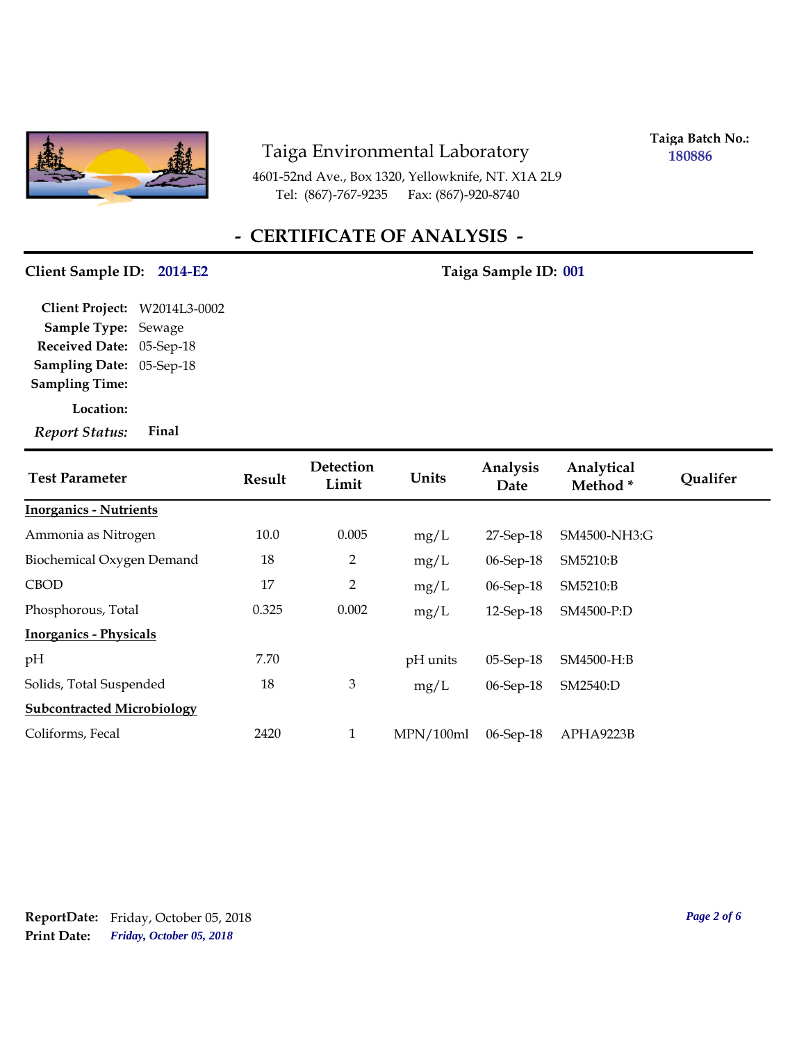# Taiga Environmental Laboratory

4601-52nd Ave., Box 1320, Yellowknife, NT. X1A 2L9
Tel: (867)-767-9235 Fax: (867)-920-8740

**Taiga Batch No.:** 180886

## - CERTIFICATE OF ANALYSIS -

**Client Sample ID:** 2014-E2 **Taiga Sample ID:** 001

**Client Project:** W2014L3-0002
**Sample Type:** Sewage
**Received Date:** 05-Sep-18
**Sampling Date:** 05-Sep-18
**Sampling Time:**
**Location:**
*Report Status:* **Final**

| Test Parameter | Result | Detection Limit | Units | Analysis Date | Analytical Method * | Qualifer |
|---|---|---|---|---|---|---|
| **Inorganics - Nutrients** | | | | | | |
| Ammonia as Nitrogen | 10.0 | 0.005 | mg/L | 27-Sep-18 | SM4500-NH3:G | |
| Biochemical Oxygen Demand | 18 | 2 | mg/L | 06-Sep-18 | SM5210:B | |
| CBOD | 17 | 2 | mg/L | 06-Sep-18 | SM5210:B | |
| Phosphorous, Total | 0.325 | 0.002 | mg/L | 12-Sep-18 | SM4500-P:D | |
| **Inorganics - Physicals** | | | | | | |
| pH | 7.70 | | pH units | 05-Sep-18 | SM4500-H:B | |
| Solids, Total Suspended | 18 | 3 | mg/L | 06-Sep-18 | SM2540:D | |
| **Subcontracted Microbiology** | | | | | | |
| Coliforms, Fecal | 2420 | 1 | MPN/100ml | 06-Sep-18 | APHA9223B | |

**ReportDate:** Friday, October 05, 2018
**Print Date:** *Friday, October 05, 2018*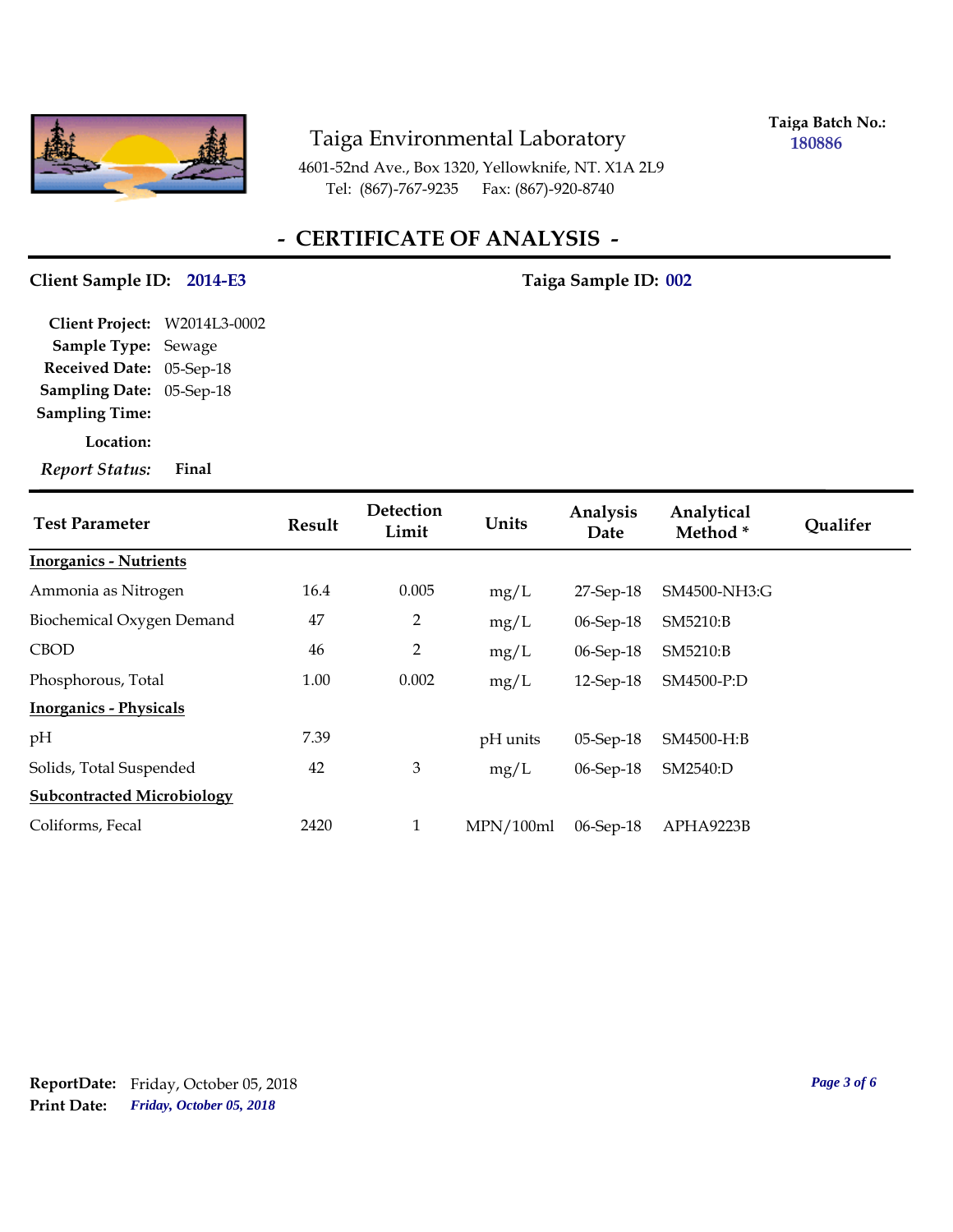# Taiga Environmental Laboratory

4601-52nd Ave., Box 1320, Yellowknife, NT. X1A 2L9
Tel: (867)-767-9235 Fax: (867)-920-8740

**Taiga Batch No.:** 180886

## - CERTIFICATE OF ANALYSIS -

**Client Sample ID:** 2014-E3 **Taiga Sample ID:** 002

**Client Project:** W2014L3-0002
**Sample Type:** Sewage
**Received Date:** 05-Sep-18
**Sampling Date:** 05-Sep-18
**Sampling Time:**
**Location:**
***Report Status:*** **Final**

| Test Parameter | Result | Detection Limit | Units | Analysis Date | Analytical Method * | Qualifer |
|---|---|---|---|---|---|---|
| **Inorganics - Nutrients** | | | | | | |
| Ammonia as Nitrogen | 16.4 | 0.005 | mg/L | 27-Sep-18 | SM4500-NH3:G | |
| Biochemical Oxygen Demand | 47 | 2 | mg/L | 06-Sep-18 | SM5210:B | |
| CBOD | 46 | 2 | mg/L | 06-Sep-18 | SM5210:B | |
| Phosphorous, Total | 1.00 | 0.002 | mg/L | 12-Sep-18 | SM4500-P:D | |
| **Inorganics - Physicals** | | | | | | |
| pH | 7.39 | | pH units | 05-Sep-18 | SM4500-H:B | |
| Solids, Total Suspended | 42 | 3 | mg/L | 06-Sep-18 | SM2540:D | |
| **Subcontracted Microbiology** | | | | | | |
| Coliforms, Fecal | 2420 | 1 | MPN/100ml | 06-Sep-18 | APHA9223B | |

**ReportDate:** Friday, October 05, 2018
**Print Date:** *Friday, October 05, 2018*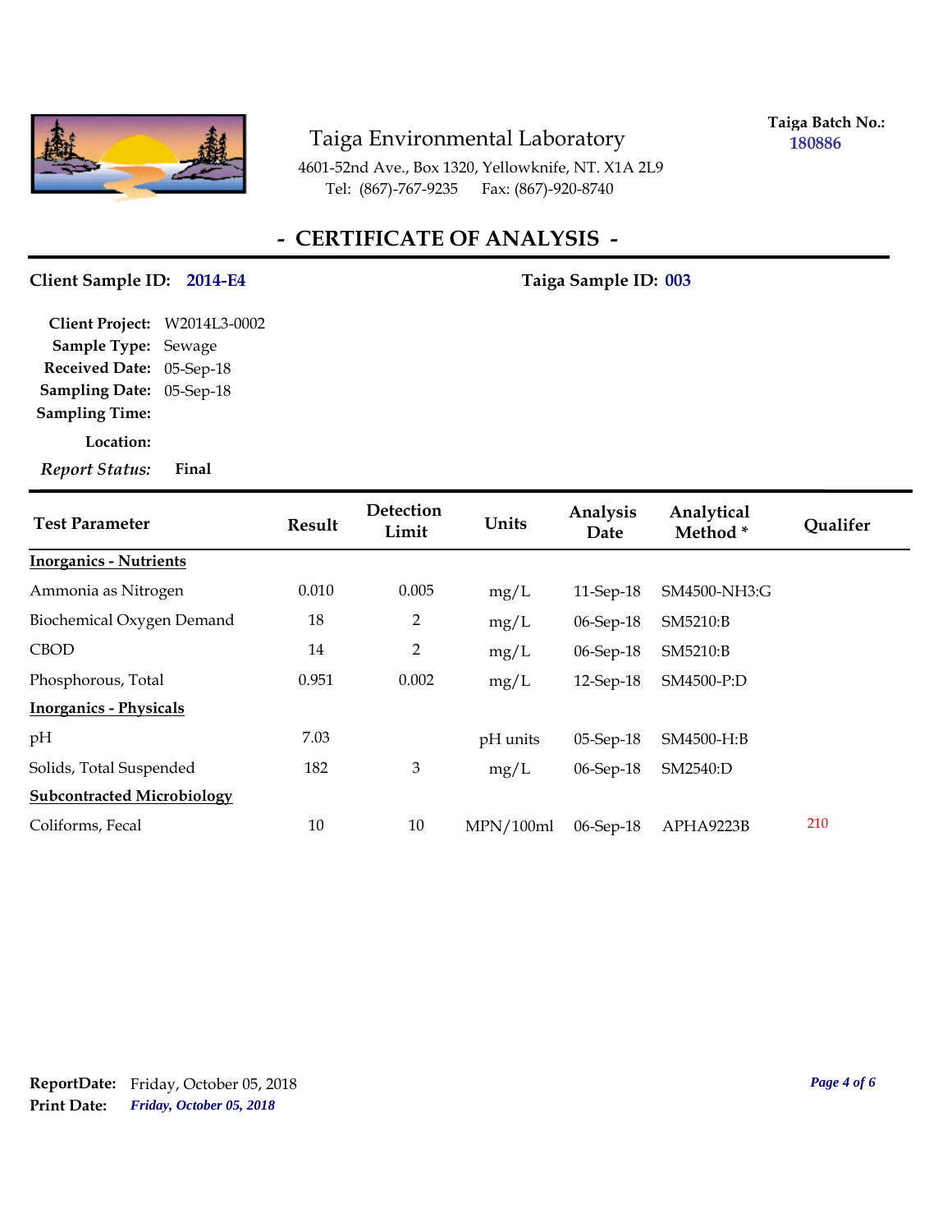Taiga Environmental Laboratory
4601-52nd Ave., Box 1320, Yellowknife, NT. X1A 2L9
Tel: (867)-767-9235 Fax: (867)-920-8740

**Taiga Batch No.:** 180886

# - CERTIFICATE OF ANALYSIS -

**Client Sample ID:** 2014-E4 **Taiga Sample ID:** 003

**Client Project:** W2014L3-0002
**Sample Type:** Sewage
**Received Date:** 05-Sep-18
**Sampling Date:** 05-Sep-18
**Sampling Time:**
**Location:**
***Report Status:*** **Final**

| Test Parameter | Result | Detection Limit | Units | Analysis Date | Analytical Method * | Qualifer |
|---|---|---|---|---|---|---|
| **Inorganics - Nutrients** | | | | | | |
| Ammonia as Nitrogen | 0.010 | 0.005 | mg/L | 11-Sep-18 | SM4500-NH3:G | |
| Biochemical Oxygen Demand | 18 | 2 | mg/L | 06-Sep-18 | SM5210:B | |
| CBOD | 14 | 2 | mg/L | 06-Sep-18 | SM5210:B | |
| Phosphorous, Total | 0.951 | 0.002 | mg/L | 12-Sep-18 | SM4500-P:D | |
| **Inorganics - Physicals** | | | | | | |
| pH | 7.03 | | pH units | 05-Sep-18 | SM4500-H:B | |
| Solids, Total Suspended | 182 | 3 | mg/L | 06-Sep-18 | SM2540:D | |
| **Subcontracted Microbiology** | | | | | | |
| Coliforms, Fecal | 10 | 10 | MPN/100ml | 06-Sep-18 | APHA9223B | 210 |

**ReportDate:** Friday, October 05, 2018
**Print Date:** *Friday, October 05, 2018*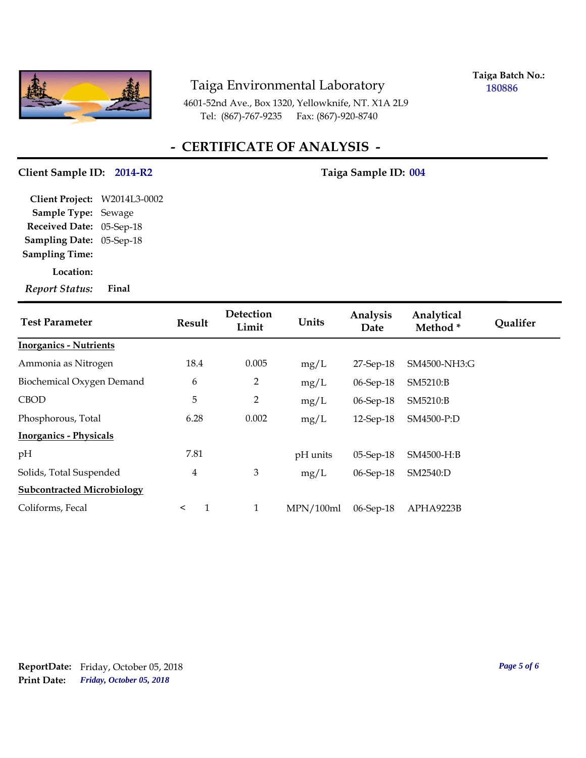Taiga Environmental Laboratory

4601-52nd Ave., Box 1320, Yellowknife, NT. X1A 2L9
Tel: (867)-767-9235 Fax: (867)-920-8740

**Taiga Batch No.:** 180886

# - CERTIFICATE OF ANALYSIS -

**Client Sample ID:** 2014-R2 **Taiga Sample ID:** 004

**Client Project:** W2014L3-0002
**Sample Type:** Sewage
**Received Date:** 05-Sep-18
**Sampling Date:** 05-Sep-18
**Sampling Time:**
**Location:**
***Report Status:*** **Final**

| Test Parameter | Result | Detection Limit | Units | Analysis Date | Analytical Method * | Qualifer |
|---|---|---|---|---|---|---|
| **Inorganics - Nutrients** | | | | | | |
| Ammonia as Nitrogen | 18.4 | 0.005 | mg/L | 27-Sep-18 | SM4500-NH3:G | |
| Biochemical Oxygen Demand | 6 | 2 | mg/L | 06-Sep-18 | SM5210:B | |
| CBOD | 5 | 2 | mg/L | 06-Sep-18 | SM5210:B | |
| Phosphorous, Total | 6.28 | 0.002 | mg/L | 12-Sep-18 | SM4500-P:D | |
| **Inorganics - Physicals** | | | | | | |
| pH | 7.81 | | pH units | 05-Sep-18 | SM4500-H:B | |
| Solids, Total Suspended | 4 | 3 | mg/L | 06-Sep-18 | SM2540:D | |
| **Subcontracted Microbiology** | | | | | | |
| Coliforms, Fecal | < 1 | 1 | MPN/100ml | 06-Sep-18 | APHA9223B | |

**ReportDate:** Friday, October 05, 2018
**Print Date:** *Friday, October 05, 2018*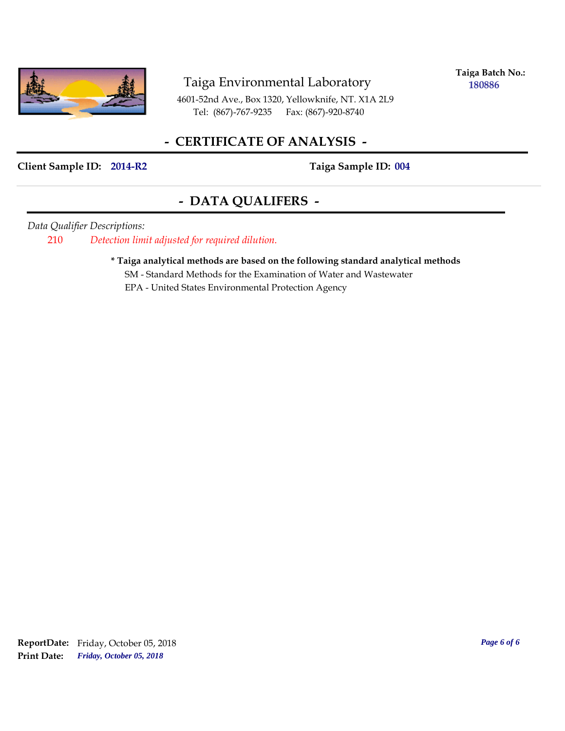Taiga Environmental Laboratory

4601-52nd Ave., Box 1320, Yellowknife, NT. X1A 2L9
Tel: (867)-767-9235 Fax: (867)-920-8740

**Taiga Batch No.:** 180886

# - CERTIFICATE OF ANALYSIS -

**Client Sample ID:** 2014-R2 **Taiga Sample ID:** 004

## - DATA QUALIFERS -

*Data Qualifier Descriptions:*

210 *Detection limit adjusted for required dilution.*

**\* Taiga analytical methods are based on the following standard analytical methods**

SM - Standard Methods for the Examination of Water and Wastewater
EPA - United States Environmental Protection Agency

**ReportDate:** Friday, October 05, 2018
**Print Date:** *Friday, October 05, 2018*